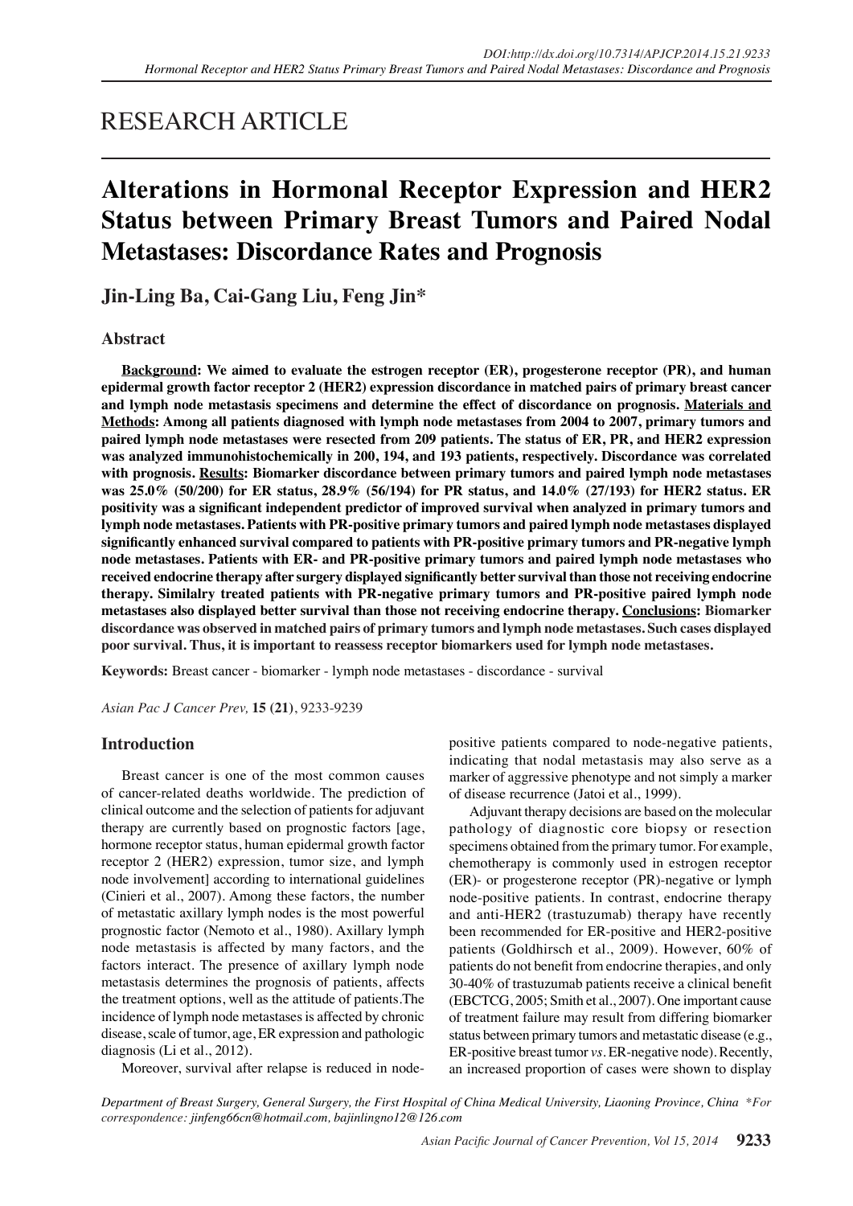RESEARCH ARTICLE

# Alterations in Hormonal Receptor Expression and HER2 Status between Primary Breast Tumors and Paired Nodal Metastases: Discordance Rates and Prognosis

**Jin-Ling Ba, Cai-Gang Liu, Feng Jin***

## Abstract

**Background: We aimed to evaluate the estrogen receptor (ER), progesterone receptor (PR), and human epidermal growth factor receptor 2 (HER2) expression discordance in matched pairs of primary breast cancer and lymph node metastasis specimens and determine the effect of discordance on prognosis. Materials and Methods: Among all patients diagnosed with lymph node metastases from 2004 to 2007, primary tumors and paired lymph node metastases were resected from 209 patients. The status of ER, PR, and HER2 expression was analyzed immunohistochemically in 200, 194, and 193 patients, respectively. Discordance was correlated with prognosis. Results: Biomarker discordance between primary tumors and paired lymph node metastases was 25.0% (50/200) for ER status, 28.9% (56/194) for PR status, and 14.0% (27/193) for HER2 status. ER positivity was a significant independent predictor of improved survival when analyzed in primary tumors and lymph node metastases. Patients with PR-positive primary tumors and paired lymph node metastases displayed significantly enhanced survival compared to patients with PR-positive primary tumors and PR-negative lymph node metastases. Patients with ER- and PR-positive primary tumors and paired lymph node metastases who received endocrine therapy after surgery displayed significantly better survival than those not receiving endocrine therapy. Similalry treated patients with PR-negative primary tumors and PR-positive paired lymph node metastases also displayed better survival than those not receiving endocrine therapy. Conclusions: Biomarker discordance was observed in matched pairs of primary tumors and lymph node metastases. Such cases displayed poor survival. Thus, it is important to reassess receptor biomarkers used for lymph node metastases.**

**Keywords:** Breast cancer - biomarker - lymph node metastases - discordance - survival

*Asian Pac J Cancer Prev,* **15 (21)**, 9233-9239

## Introduction

Breast cancer is one of the most common causes of cancer-related deaths worldwide. The prediction of clinical outcome and the selection of patients for adjuvant therapy are currently based on prognostic factors [age, hormone receptor status, human epidermal growth factor receptor 2 (HER2) expression, tumor size, and lymph node involvement] according to international guidelines (Cinieri et al., 2007). Among these factors, the number of metastatic axillary lymph nodes is the most powerful prognostic factor (Nemoto et al., 1980). Axillary lymph node metastasis is affected by many factors, and the factors interact. The presence of axillary lymph node metastasis determines the prognosis of patients, affects the treatment options, well as the attitude of patients.The incidence of lymph node metastases is affected by chronic disease, scale of tumor, age, ER expression and pathologic diagnosis (Li et al., 2012).

Moreover, survival after relapse is reduced in node-positive patients compared to node-negative patients, indicating that nodal metastasis may also serve as a marker of aggressive phenotype and not simply a marker of disease recurrence (Jatoi et al., 1999).

Adjuvant therapy decisions are based on the molecular pathology of diagnostic core biopsy or resection specimens obtained from the primary tumor. For example, chemotherapy is commonly used in estrogen receptor (ER)- or progesterone receptor (PR)-negative or lymph node-positive patients. In contrast, endocrine therapy and anti-HER2 (trastuzumab) therapy have recently been recommended for ER-positive and HER2-positive patients (Goldhirsch et al., 2009). However, 60% of patients do not benefit from endocrine therapies, and only 30-40% of trastuzumab patients receive a clinical benefit (EBCTCG, 2005; Smith et al., 2007). One important cause of treatment failure may result from differing biomarker status between primary tumors and metastatic disease (e.g., ER-positive breast tumor *vs*. ER-negative node). Recently, an increased proportion of cases were shown to display

*Department of Breast Surgery, General Surgery, the First Hospital of China Medical University, Liaoning Province, China \*For correspondence: jinfeng66cn@hotmail.com, bajinlingno12@126.com*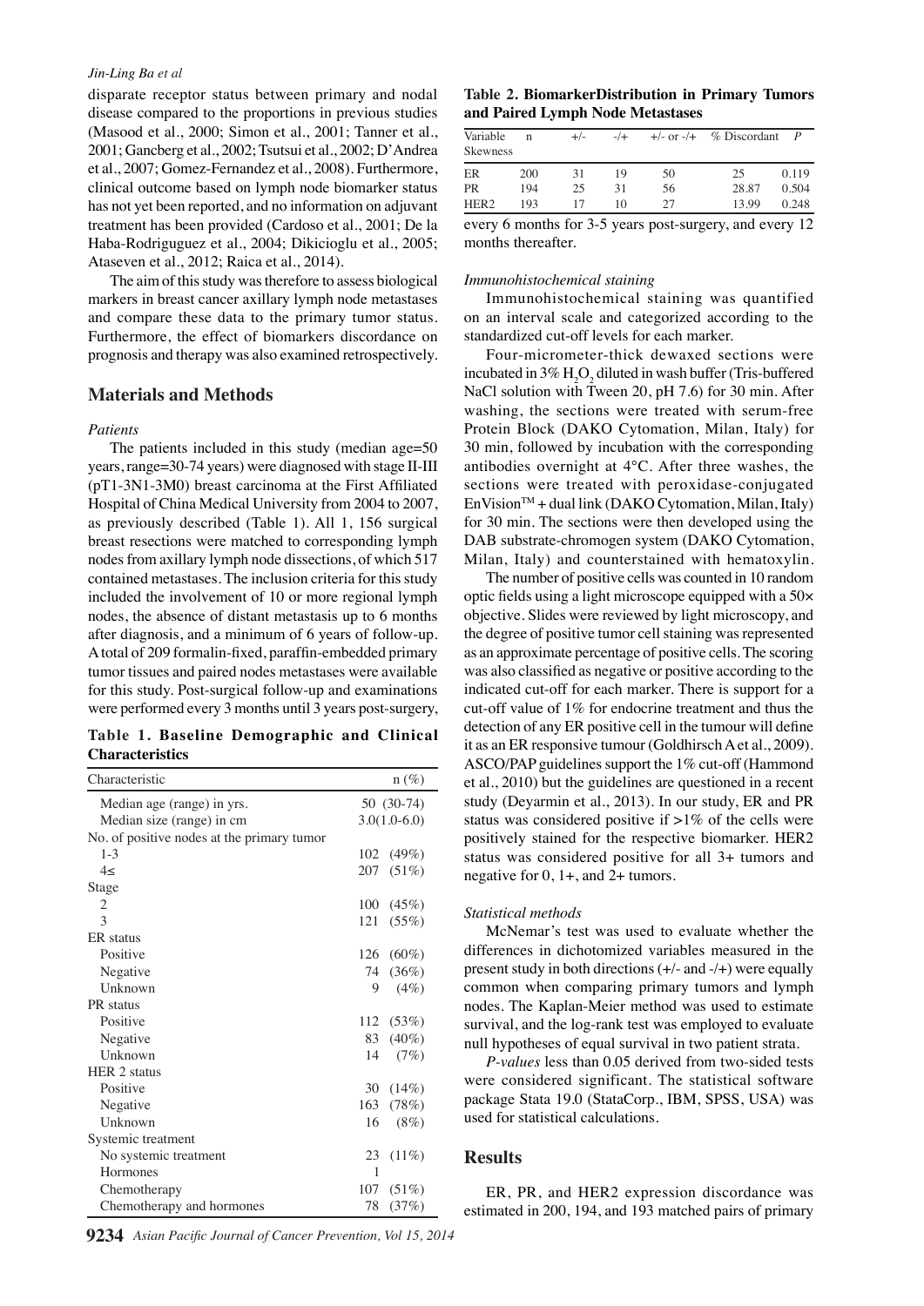disparate receptor status between primary and nodal disease compared to the proportions in previous studies (Masood et al., 2000; Simon et al., 2001; Tanner et al., 2001; Gancberg et al., 2002; Tsutsui et al., 2002; D'Andrea et al., 2007; Gomez-Fernandez et al., 2008). Furthermore, clinical outcome based on lymph node biomarker status has not yet been reported, and no information on adjuvant treatment has been provided (Cardoso et al., 2001; De la Haba-Rodriguguez et al., 2004; Dikicioglu et al., 2005; Ataseven et al., 2012; Raica et al., 2014).

The aim of this study was therefore to assess biological markers in breast cancer axillary lymph node metastases and compare these data to the primary tumor status. Furthermore, the effect of biomarkers discordance on prognosis and therapy was also examined retrospectively.

## Materials and Methods

### *Patients*

The patients included in this study (median age=50 years, range=30-74 years) were diagnosed with stage II-III (pT1-3N1-3M0) breast carcinoma at the First Affiliated Hospital of China Medical University from 2004 to 2007, as previously described (Table 1). All 1, 156 surgical breast resections were matched to corresponding lymph nodes from axillary lymph node dissections, of which 517 contained metastases. The inclusion criteria for this study included the involvement of 10 or more regional lymph nodes, the absence of distant metastasis up to 6 months after diagnosis, and a minimum of 6 years of follow-up. A total of 209 formalin-fixed, paraffin-embedded primary tumor tissues and paired nodes metastases were available for this study. Post-surgical follow-up and examinations were performed every 3 months until 3 years post-surgery, every 6 months for 3-5 years post-surgery, and every 12 months thereafter.

**Table 1. Baseline Demographic and Clinical Characteristics**

| Characteristic | n (%) |
|---|---|
| Median age (range) in yrs. | 50 (30-74) |
| Median size (range) in cm | 3.0(1.0-6.0) |
| No. of positive nodes at the primary tumor | |
| 1-3 | 102 (49%) |
| 4≤ | 207 (51%) |
| Stage | |
| 2 | 100 (45%) |
| 3 | 121 (55%) |
| ER status | |
| Positive | 126 (60%) |
| Negative | 74 (36%) |
| Unknown | 9 (4%) |
| PR status | |
| Positive | 112 (53%) |
| Negative | 83 (40%) |
| Unknown | 14 (7%) |
| HER 2 status | |
| Positive | 30 (14%) |
| Negative | 163 (78%) |
| Unknown | 16 (8%) |
| Systemic treatment | |
| No systemic treatment | 23 (11%) |
| Hormones | 1 |
| Chemotherapy | 107 (51%) |
| Chemotherapy and hormones | 78 (37%) |

**Table 2. BiomarkerDistribution in Primary Tumors and Paired Lymph Node Metastases**

| Variable Skewness | n | +/- | -/+ | +/- or -/+ | % Discordant | P |
|---|---|---|---|---|---|---|
| ER | 200 | 31 | 19 | 50 | 25 | 0.119 |
| PR | 194 | 25 | 31 | 56 | 28.87 | 0.504 |
| HER2 | 193 | 17 | 10 | 27 | 13.99 | 0.248 |

### *Immunohistochemical staining*

Immunohistochemical staining was quantified on an interval scale and categorized according to the standardized cut-off levels for each marker.

Four-micrometer-thick dewaxed sections were incubated in 3% $H_2O_2$ diluted in wash buffer (Tris-buffered NaCl solution with Tween 20, pH 7.6) for 30 min. After washing, the sections were treated with serum-free Protein Block (DAKO Cytomation, Milan, Italy) for 30 min, followed by incubation with the corresponding antibodies overnight at 4°C. After three washes, the sections were treated with peroxidase-conjugated EnVision™ + dual link (DAKO Cytomation, Milan, Italy) for 30 min. The sections were then developed using the DAB substrate-chromogen system (DAKO Cytomation, Milan, Italy) and counterstained with hematoxylin.

The number of positive cells was counted in 10 random optic fields using a light microscope equipped with a 50× objective. Slides were reviewed by light microscopy, and the degree of positive tumor cell staining was represented as an approximate percentage of positive cells. The scoring was also classified as negative or positive according to the indicated cut-off for each marker. There is support for a cut-off value of 1% for endocrine treatment and thus the detection of any ER positive cell in the tumour will define it as an ER responsive tumour (Goldhirsch A et al., 2009). ASCO/PAP guidelines support the 1% cut-off (Hammond et al., 2010) but the guidelines are questioned in a recent study (Deyarmin et al., 2013). In our study, ER and PR status was considered positive if >1% of the cells were positively stained for the respective biomarker. HER2 status was considered positive for all 3+ tumors and negative for 0, 1+, and 2+ tumors.

### *Statistical methods*

McNemar's test was used to evaluate whether the differences in dichotomized variables measured in the present study in both directions (+/- and -/+) were equally common when comparing primary tumors and lymph nodes. The Kaplan-Meier method was used to estimate survival, and the log-rank test was employed to evaluate null hypotheses of equal survival in two patient strata.

*P-values* less than 0.05 derived from two-sided tests were considered significant. The statistical software package Stata 19.0 (StataCorp., IBM, SPSS, USA) was used for statistical calculations.

## Results

ER, PR, and HER2 expression discordance was estimated in 200, 194, and 193 matched pairs of primary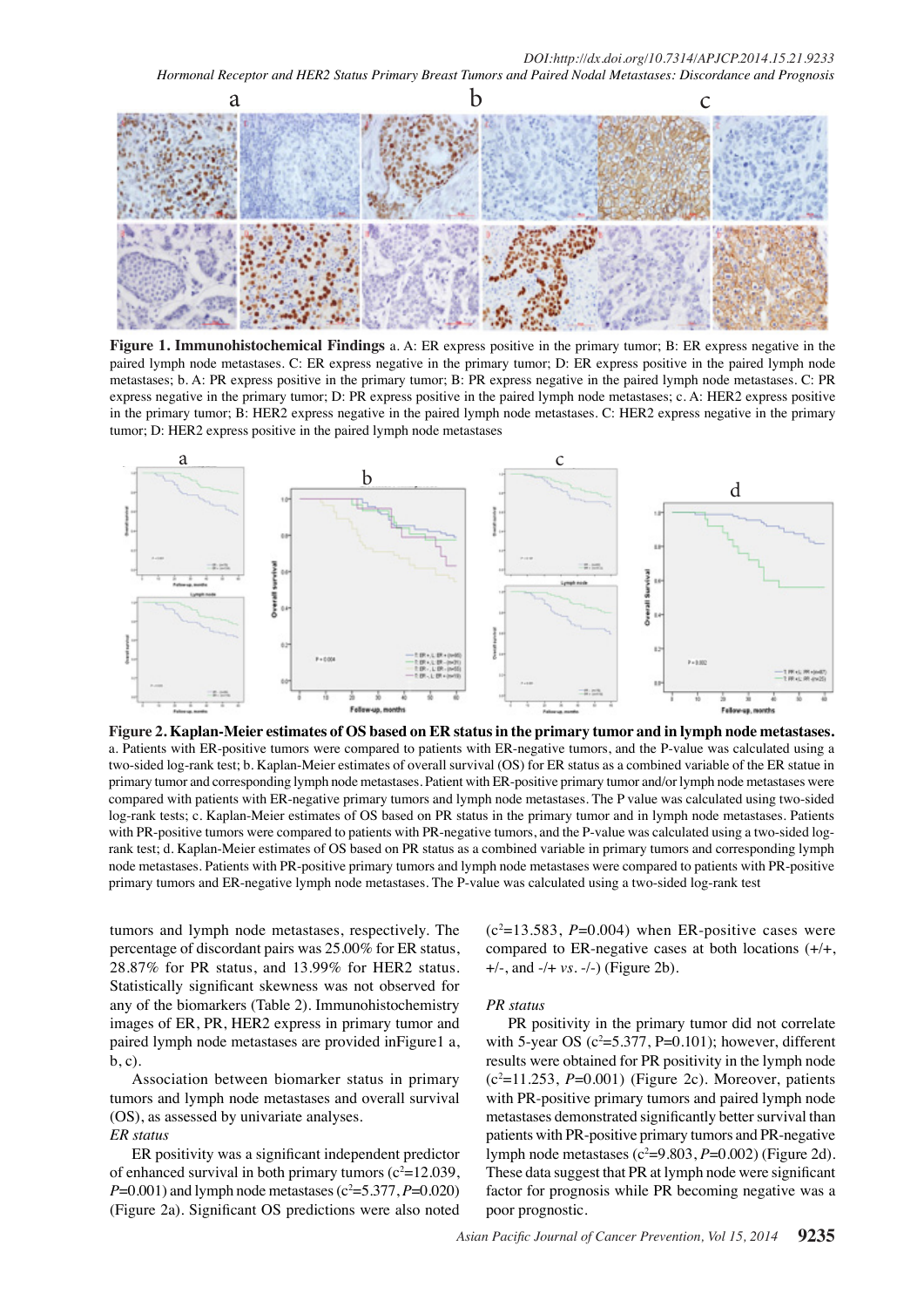**Figure 1. Immunohistochemical Findings** a. A: ER express positive in the primary tumor; B: ER express negative in the paired lymph node metastases. C: ER express negative in the primary tumor; D: ER express positive in the paired lymph node metastases; b. A: PR express positive in the primary tumor; B: PR express negative in the paired lymph node metastases. C: PR express negative in the primary tumor; D: PR express positive in the paired lymph node metastases; c. A: HER2 express positive in the primary tumor; B: HER2 express negative in the paired lymph node metastases. C: HER2 express negative in the primary tumor; D: HER2 express positive in the paired lymph node metastases

**Figure 2. Kaplan-Meier estimates of OS based on ER status in the primary tumor and in lymph node metastases.** a. Patients with ER-positive tumors were compared to patients with ER-negative tumors, and the P-value was calculated using a two-sided log-rank test; b. Kaplan-Meier estimates of overall survival (OS) for ER status as a combined variable of the ER statue in primary tumor and corresponding lymph node metastases. Patient with ER-positive primary tumor and/or lymph node metastases were compared with patients with ER-negative primary tumors and lymph node metastases. The P value was calculated using two-sided log-rank tests; c. Kaplan-Meier estimates of OS based on PR status in the primary tumor and in lymph node metastases. Patients with PR-positive tumors were compared to patients with PR-negative tumors, and the P-value was calculated using a two-sided log-rank test; d. Kaplan-Meier estimates of OS based on PR status as a combined variable in primary tumors and corresponding lymph node metastases. Patients with PR-positive primary tumors and lymph node metastases were compared to patients with PR-positive primary tumors and ER-negative lymph node metastases. The P-value was calculated using a two-sided log-rank test

tumors and lymph node metastases, respectively. The percentage of discordant pairs was 25.00% for ER status, 28.87% for PR status, and 13.99% for HER2 status. Statistically significant skewness was not observed for any of the biomarkers (Table 2). Immunohistochemistry images of ER, PR, HER2 express in primary tumor and paired lymph node metastases are provided inFigure1 a, b, c).

Association between biomarker status in primary tumors and lymph node metastases and overall survival (OS), as assessed by univariate analyses.

*ER status*

ER positivity was a significant independent predictor of enhanced survival in both primary tumors ($c^2$=12.039, *P*=0.001) and lymph node metastases ($c^2$=5.377, *P*=0.020) (Figure 2a). Significant OS predictions were also noted ($c^2$=13.583, *P*=0.004) when ER-positive cases were compared to ER-negative cases at both locations (+/+, +/-, and -/+ *vs*. -/-) (Figure 2b).

*PR status*

PR positivity in the primary tumor did not correlate with 5-year OS ($c^2$=5.377, P=0.101); however, different results were obtained for PR positivity in the lymph node ($c^2$=11.253, *P*=0.001) (Figure 2c). Moreover, patients with PR-positive primary tumors and paired lymph node metastases demonstrated significantly better survival than patients with PR-positive primary tumors and PR-negative lymph node metastases ($c^2$=9.803, *P*=0.002) (Figure 2d). These data suggest that PR at lymph node were significant factor for prognosis while PR becoming negative was a poor prognostic.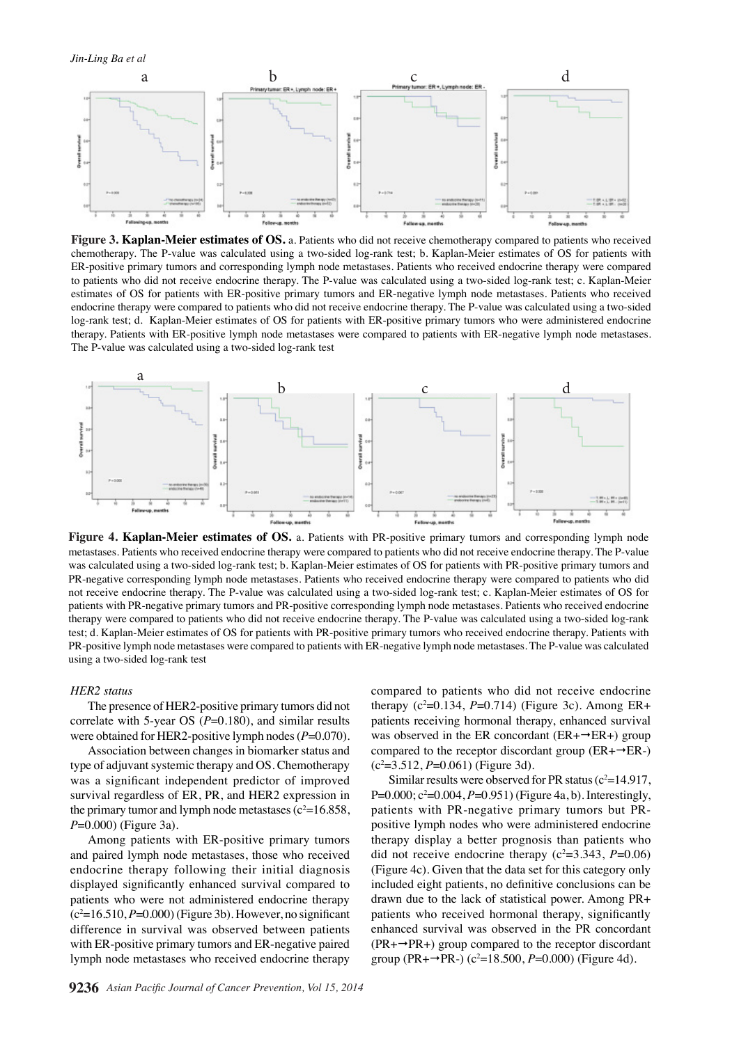**Figure 3. Kaplan-Meier estimates of OS.** a. Patients who did not receive chemotherapy compared to patients who received chemotherapy. The P-value was calculated using a two-sided log-rank test; b. Kaplan-Meier estimates of OS for patients with ER-positive primary tumors and corresponding lymph node metastases. Patients who received endocrine therapy were compared to patients who did not receive endocrine therapy. The P-value was calculated using a two-sided log-rank test; c. Kaplan-Meier estimates of OS for patients with ER-positive primary tumors and ER-negative lymph node metastases. Patients who received endocrine therapy were compared to patients who did not receive endocrine therapy. The P-value was calculated using a two-sided log-rank test; d. Kaplan-Meier estimates of OS for patients with ER-positive primary tumors who were administered endocrine therapy. Patients with ER-positive lymph node metastases were compared to patients with ER-negative lymph node metastases. The P-value was calculated using a two-sided log-rank test

**Figure 4. Kaplan-Meier estimates of OS.** a. Patients with PR-positive primary tumors and corresponding lymph node metastases. Patients who received endocrine therapy were compared to patients who did not receive endocrine therapy. The P-value was calculated using a two-sided log-rank test; b. Kaplan-Meier estimates of OS for patients with PR-positive primary tumors and PR-negative corresponding lymph node metastases. Patients who received endocrine therapy were compared to patients who did not receive endocrine therapy. The P-value was calculated using a two-sided log-rank test; c. Kaplan-Meier estimates of OS for patients with PR-negative primary tumors and PR-positive corresponding lymph node metastases. Patients who received endocrine therapy were compared to patients who did not receive endocrine therapy. The P-value was calculated using a two-sided log-rank test; d. Kaplan-Meier estimates of OS for patients with PR-positive primary tumors who received endocrine therapy. Patients with PR-positive lymph node metastases were compared to patients with ER-negative lymph node metastases. The P-value was calculated using a two-sided log-rank test

*HER2 status*

The presence of HER2-positive primary tumors did not correlate with 5-year OS (*P*=0.180), and similar results were obtained for HER2-positive lymph nodes (*P*=0.070).

Association between changes in biomarker status and type of adjuvant systemic therapy and OS. Chemotherapy was a significant independent predictor of improved survival regardless of ER, PR, and HER2 expression in the primary tumor and lymph node metastases ($c^2$=16.858, *P*=0.000) (Figure 3a).

Among patients with ER-positive primary tumors and paired lymph node metastases, those who received endocrine therapy following their initial diagnosis displayed significantly enhanced survival compared to patients who were not administered endocrine therapy ($c^2$=16.510, *P*=0.000) (Figure 3b). However, no significant difference in survival was observed between patients with ER-positive primary tumors and ER-negative paired lymph node metastases who received endocrine therapy compared to patients who did not receive endocrine therapy ($c^2$=0.134, *P*=0.714) (Figure 3c). Among ER+ patients receiving hormonal therapy, enhanced survival was observed in the ER concordant (ER+→ER+) group compared to the receptor discordant group (ER+→ER-) ($c^2$=3.512, *P*=0.061) (Figure 3d).

Similar results were observed for PR status ($c^2$=14.917, P=0.000; $c^2$=0.004, *P*=0.951) (Figure 4a, b). Interestingly, patients with PR-negative primary tumors but PR-positive lymph nodes who were administered endocrine therapy display a better prognosis than patients who did not receive endocrine therapy ($c^2$=3.343, *P*=0.06) (Figure 4c). Given that the data set for this category only included eight patients, no definitive conclusions can be drawn due to the lack of statistical power. Among PR+ patients who received hormonal therapy, significantly enhanced survival was observed in the PR concordant (PR+→PR+) group compared to the receptor discordant group (PR+→PR-) ($c^2$=18.500, *P*=0.000) (Figure 4d).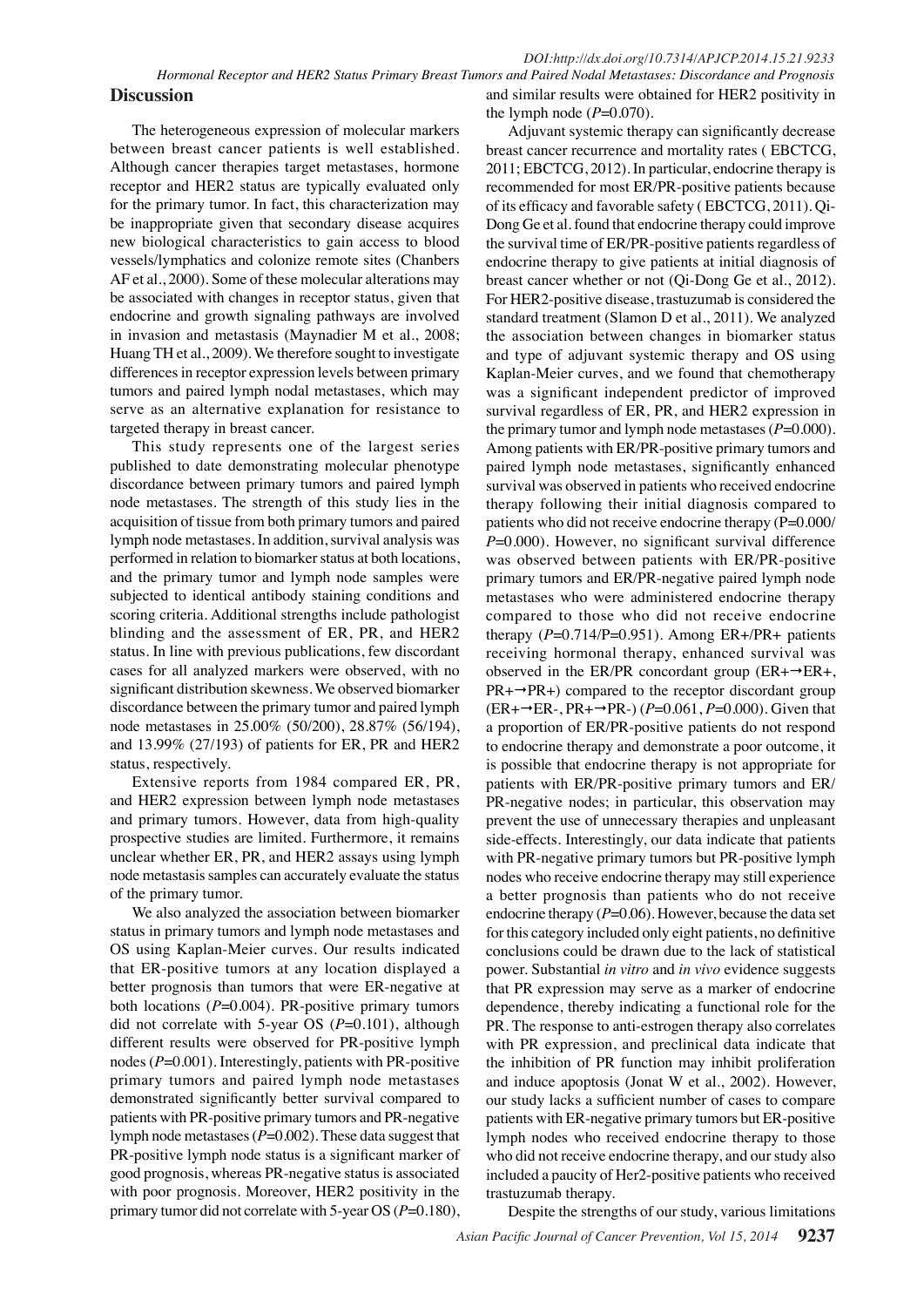## Discussion

The heterogeneous expression of molecular markers between breast cancer patients is well established. Although cancer therapies target metastases, hormone receptor and HER2 status are typically evaluated only for the primary tumor. In fact, this characterization may be inappropriate given that secondary disease acquires new biological characteristics to gain access to blood vessels/lymphatics and colonize remote sites (Chanbers AF et al., 2000). Some of these molecular alterations may be associated with changes in receptor status, given that endocrine and growth signaling pathways are involved in invasion and metastasis (Maynadier M et al., 2008; Huang TH et al., 2009). We therefore sought to investigate differences in receptor expression levels between primary tumors and paired lymph nodal metastases, which may serve as an alternative explanation for resistance to targeted therapy in breast cancer.

This study represents one of the largest series published to date demonstrating molecular phenotype discordance between primary tumors and paired lymph node metastases. The strength of this study lies in the acquisition of tissue from both primary tumors and paired lymph node metastases. In addition, survival analysis was performed in relation to biomarker status at both locations, and the primary tumor and lymph node samples were subjected to identical antibody staining conditions and scoring criteria. Additional strengths include pathologist blinding and the assessment of ER, PR, and HER2 status. In line with previous publications, few discordant cases for all analyzed markers were observed, with no significant distribution skewness. We observed biomarker discordance between the primary tumor and paired lymph node metastases in 25.00% (50/200), 28.87% (56/194), and 13.99% (27/193) of patients for ER, PR and HER2 status, respectively.

Extensive reports from 1984 compared ER, PR, and HER2 expression between lymph node metastases and primary tumors. However, data from high-quality prospective studies are limited. Furthermore, it remains unclear whether ER, PR, and HER2 assays using lymph node metastasis samples can accurately evaluate the status of the primary tumor.

We also analyzed the association between biomarker status in primary tumors and lymph node metastases and OS using Kaplan-Meier curves. Our results indicated that ER-positive tumors at any location displayed a better prognosis than tumors that were ER-negative at both locations ($P$=0.004). PR-positive primary tumors did not correlate with 5-year OS ($P$=0.101), although different results were observed for PR-positive lymph nodes ($P$=0.001). Interestingly, patients with PR-positive primary tumors and paired lymph node metastases demonstrated significantly better survival compared to patients with PR-positive primary tumors and PR-negative lymph node metastases ($P$=0.002). These data suggest that PR-positive lymph node status is a significant marker of good prognosis, whereas PR-negative status is associated with poor prognosis. Moreover, HER2 positivity in the primary tumor did not correlate with 5-year OS ($P$=0.180), and similar results were obtained for HER2 positivity in the lymph node ($P$=0.070).

Adjuvant systemic therapy can significantly decrease breast cancer recurrence and mortality rates ( EBCTCG, 2011; EBCTCG, 2012). In particular, endocrine therapy is recommended for most ER/PR-positive patients because of its efficacy and favorable safety ( EBCTCG, 2011). Qi-Dong Ge et al. found that endocrine therapy could improve the survival time of ER/PR-positive patients regardless of endocrine therapy to give patients at initial diagnosis of breast cancer whether or not (Qi-Dong Ge et al., 2012). For HER2-positive disease, trastuzumab is considered the standard treatment (Slamon D et al., 2011). We analyzed the association between changes in biomarker status and type of adjuvant systemic therapy and OS using Kaplan-Meier curves, and we found that chemotherapy was a significant independent predictor of improved survival regardless of ER, PR, and HER2 expression in the primary tumor and lymph node metastases ($P$=0.000). Among patients with ER/PR-positive primary tumors and paired lymph node metastases, significantly enhanced survival was observed in patients who received endocrine therapy following their initial diagnosis compared to patients who did not receive endocrine therapy (P=0.000/$P$=0.000). However, no significant survival difference was observed between patients with ER/PR-positive primary tumors and ER/PR-negative paired lymph node metastases who were administered endocrine therapy compared to those who did not receive endocrine therapy ($P$=0.714/P=0.951). Among ER+/PR+ patients receiving hormonal therapy, enhanced survival was observed in the ER/PR concordant group (ER+→ER+, PR+→PR+) compared to the receptor discordant group (ER+→ER-, PR+→PR-) ($P$=0.061, $P$=0.000). Given that a proportion of ER/PR-positive patients do not respond to endocrine therapy and demonstrate a poor outcome, it is possible that endocrine therapy is not appropriate for patients with ER/PR-positive primary tumors and ER/PR-negative nodes; in particular, this observation may prevent the use of unnecessary therapies and unpleasant side-effects. Interestingly, our data indicate that patients with PR-negative primary tumors but PR-positive lymph nodes who receive endocrine therapy may still experience a better prognosis than patients who do not receive endocrine therapy ($P$=0.06). However, because the data set for this category included only eight patients, no definitive conclusions could be drawn due to the lack of statistical power. Substantial *in vitro* and *in vivo* evidence suggests that PR expression may serve as a marker of endocrine dependence, thereby indicating a functional role for the PR. The response to anti-estrogen therapy also correlates with PR expression, and preclinical data indicate that the inhibition of PR function may inhibit proliferation and induce apoptosis (Jonat W et al., 2002). However, our study lacks a sufficient number of cases to compare patients with ER-negative primary tumors but ER-positive lymph nodes who received endocrine therapy to those who did not receive endocrine therapy, and our study also included a paucity of Her2-positive patients who received trastuzumab therapy.

Despite the strengths of our study, various limitations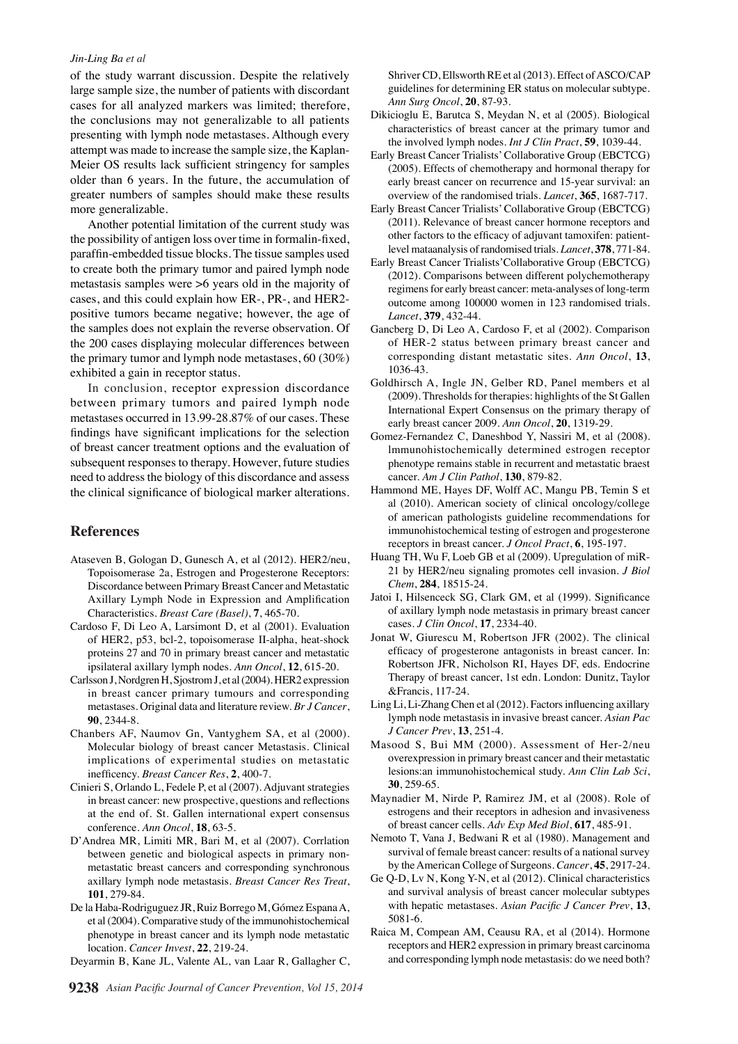of the study warrant discussion. Despite the relatively large sample size, the number of patients with discordant cases for all analyzed markers was limited; therefore, the conclusions may not generalizable to all patients presenting with lymph node metastases. Although every attempt was made to increase the sample size, the Kaplan-Meier OS results lack sufficient stringency for samples older than 6 years. In the future, the accumulation of greater numbers of samples should make these results more generalizable.

Another potential limitation of the current study was the possibility of antigen loss over time in formalin-fixed, paraffin-embedded tissue blocks. The tissue samples used to create both the primary tumor and paired lymph node metastasis samples were >6 years old in the majority of cases, and this could explain how ER-, PR-, and HER2-positive tumors became negative; however, the age of the samples does not explain the reverse observation. Of the 200 cases displaying molecular differences between the primary tumor and lymph node metastases, 60 (30%) exhibited a gain in receptor status.

In conclusion, receptor expression discordance between primary tumors and paired lymph node metastases occurred in 13.99-28.87% of our cases. These findings have significant implications for the selection of breast cancer treatment options and the evaluation of subsequent responses to therapy. However, future studies need to address the biology of this discordance and assess the clinical significance of biological marker alterations.

## References

Ataseven B, Gologan D, Gunesch A, et al (2012). HER2/neu, Topoisomerase 2a, Estrogen and Progesterone Receptors: Discordance between Primary Breast Cancer and Metastatic Axillary Lymph Node in Expression and Amplification Characteristics. *Breast Care (Basel)*, **7**, 465-70.

Cardoso F, Di Leo A, Larsimont D, et al (2001). Evaluation of HER2, p53, bcl-2, topoisomerase II-alpha, heat-shock proteins 27 and 70 in primary breast cancer and metastatic ipsilateral axillary lymph nodes. *Ann Oncol*, **12**, 615-20.

Carlsson J, Nordgren H, Sjostrom J, et al (2004). HER2 expression in breast cancer primary tumours and corresponding metastases. Original data and literature review. *Br J Cancer*, **90**, 2344-8.

Chanbers AF, Naumov Gn, Vantyghem SA, et al (2000). Molecular biology of breast cancer Metastasis. Clinical implications of experimental studies on metastatic inefficency. *Breast Cancer Res*, **2**, 400-7.

Cinieri S, Orlando L, Fedele P, et al (2007). Adjuvant strategies in breast cancer: new prospective, questions and reflections at the end of. St. Gallen international expert consensus conference. *Ann Oncol*, **18**, 63-5.

D'Andrea MR, Limiti MR, Bari M, et al (2007). Corrlation between genetic and biological aspects in primary non-metastatic breast cancers and corresponding synchronous axillary lymph node metastasis. *Breast Cancer Res Treat*, **101**, 279-84.

De la Haba-Rodriguguez JR, Ruiz Borrego M, Gómez Espana A, et al (2004). Comparative study of the immunohistochemical phenotype in breast cancer and its lymph node metastatic location. *Cancer Invest*, **22**, 219-24.

Deyarmin B, Kane JL, Valente AL, van Laar R, Gallagher C, Shriver CD, Ellsworth RE et al (2013). Effect of ASCO/CAP guidelines for determining ER status on molecular subtype. *Ann Surg Oncol*, **20**, 87-93.

Dikicioglu E, Barutca S, Meydan N, et al (2005). Biological characteristics of breast cancer at the primary tumor and the involved lymph nodes. *Int J Clin Pract*, **59**, 1039-44.

Early Breast Cancer Trialists' Collaborative Group (EBCTCG) (2005). Effects of chemotherapy and hormonal therapy for early breast cancer on recurrence and 15-year survival: an overview of the randomised trials. *Lancet*, **365**, 1687-717.

Early Breast Cancer Trialists' Collaborative Group (EBCTCG) (2011). Relevance of breast cancer hormone receptors and other factors to the efficacy of adjuvant tamoxifen: patient-level mataanalysis of randomised trials. *Lancet*, **378**, 771-84.

Early Breast Cancer Trialists'Collaborative Group (EBCTCG) (2012). Comparisons between different polychemotherapy regimens for early breast cancer: meta-analyses of long-term outcome among 100000 women in 123 randomised trials. *Lancet*, **379**, 432-44.

Gancberg D, Di Leo A, Cardoso F, et al (2002). Comparison of HER-2 status between primary breast cancer and corresponding distant metastatic sites. *Ann Oncol*, **13**, 1036-43.

Goldhirsch A, Ingle JN, Gelber RD, Panel members et al (2009). Thresholds for therapies: highlights of the St Gallen International Expert Consensus on the primary therapy of early breast cancer 2009. *Ann Oncol*, **20**, 1319-29.

Gomez-Fernandez C, Daneshbod Y, Nassiri M, et al (2008). lmmunohistochemically determined estrogen receptor phenotype remains stable in recurrent and metastatic braest cancer. *Am J Clin Pathol*, **130**, 879-82.

Hammond ME, Hayes DF, Wolff AC, Mangu PB, Temin S et al (2010). American society of clinical oncology/college of american pathologists guideline recommendations for immunohistochemical testing of estrogen and progesterone receptors in breast cancer. *J Oncol Pract*, **6**, 195-197.

Huang TH, Wu F, Loeb GB et al (2009). Upregulation of miR-21 by HER2/neu signaling promotes cell invasion. *J Biol Chem*, **284**, 18515-24.

Jatoi I, Hilsenceck SG, Clark GM, et al (1999). Significance of axillary lymph node metastasis in primary breast cancer cases. *J Clin Oncol*, **17**, 2334-40.

Jonat W, Giurescu M, Robertson JFR (2002). The clinical efficacy of progesterone antagonists in breast cancer. In: Robertson JFR, Nicholson RI, Hayes DF, eds. Endocrine Therapy of breast cancer, 1st edn. London: Dunitz, Taylor &Francis, 117-24.

Ling Li, Li-Zhang Chen et al (2012). Factors influencing axillary lymph node metastasis in invasive breast cancer. *Asian Pac J Cancer Prev*, **13**, 251-4.

Masood S, Bui MM (2000). Assessment of Her-2/neu overexpression in primary breast cancer and their metastatic lesions:an immunohistochemical study. *Ann Clin Lab Sci*, **30**, 259-65.

Maynadier M, Nirde P, Ramirez JM, et al (2008). Role of estrogens and their receptors in adhesion and invasiveness of breast cancer cells. *Adv Exp Med Biol*, **617**, 485-91.

Nemoto T, Vana J, Bedwani R et al (1980). Management and survival of female breast cancer: results of a national survey by the American College of Surgeons. *Cancer*, **45**, 2917-24.

Ge Q-D, Lv N, Kong Y-N, et al (2012). Clinical characteristics and survival analysis of breast cancer molecular subtypes with hepatic metastases. *Asian Pacific J Cancer Prev*, **13**, 5081-6.

Raica M, Compean AM, Ceausu RA, et al (2014). Hormone receptors and HER2 expression in primary breast carcinoma and corresponding lymph node metastasis: do we need both?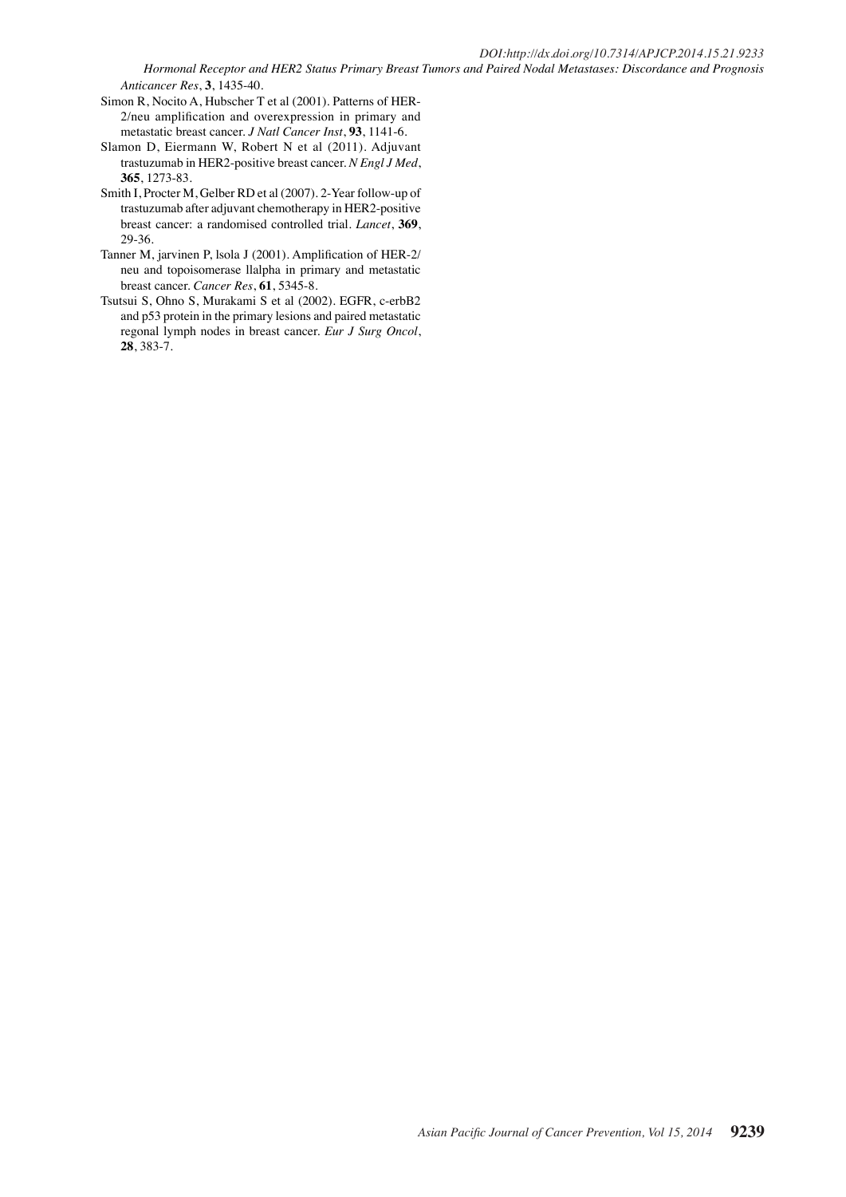*Anticancer Res*, **3**, 1435-40.

Simon R, Nocito A, Hubscher T et al (2001). Patterns of HER-2/neu amplification and overexpression in primary and metastatic breast cancer. *J Natl Cancer Inst*, **93**, 1141-6.

Slamon D, Eiermann W, Robert N et al (2011). Adjuvant trastuzumab in HER2-positive breast cancer. *N Engl J Med*, **365**, 1273-83.

Smith I, Procter M, Gelber RD et al (2007). 2-Year follow-up of trastuzumab after adjuvant chemotherapy in HER2-positive breast cancer: a randomised controlled trial. *Lancet*, **369**, 29-36.

Tanner M, jarvinen P, lsola J (2001). Amplification of HER-2/neu and topoisomerase llalpha in primary and metastatic breast cancer. *Cancer Res*, **61**, 5345-8.

Tsutsui S, Ohno S, Murakami S et al (2002). EGFR, c-erbB2 and p53 protein in the primary lesions and paired metastatic regonal lymph nodes in breast cancer. *Eur J Surg Oncol*, **28**, 383-7.